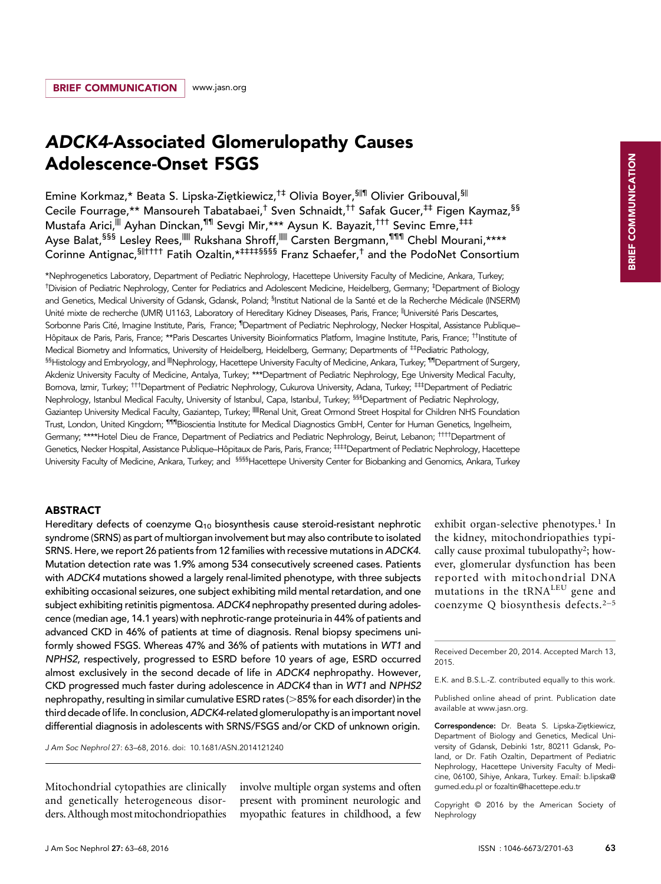BRIEF COMMUNICATION

# *ADCK4*-Associated Glomerulopathy Causes Adolescence-Onset FSGS

Emine Korkmaz,* Beata S. Lipska-Ziętkiewicz,[†‡] Olivia Boyer,[§||¶] Olivier Gribouval,[§||] Cecile Fourrage,** Mansoureh Tabatabaei,[†] Sven Schnaidt,[††] Safak Gucer,[‡‡] Figen Kaymaz,[§§] Mustafa Arici,[||||] Ayhan Dinckan,[¶¶] Sevgi Mir,*** Aysun K. Bayazit,[†††] Sevinc Emre,[‡‡‡] Ayse Balat,[§§§] Lesley Rees,[||||||] Rukshana Shroff,[||||||] Carsten Bergmann,[¶¶¶] Chebl Mourani,**** Corinne Antignac,[§||††††] Fatih Ozaltin,*[‡‡‡‡§§§§] Franz Schaefer,[†] and the PodoNet Consortium

*Nephrogenetics Laboratory, Department of Pediatric Nephrology, Hacettepe University Faculty of Medicine, Ankara, Turkey; [†]Division of Pediatric Nephrology, Center for Pediatrics and Adolescent Medicine, Heidelberg, Germany; [‡]Department of Biology and Genetics, Medical University of Gdansk, Gdansk, Poland; [§]Institut National de la Santé et de la Recherche Médicale (INSERM) Unité mixte de recherche (UMR) U1163, Laboratory of Hereditary Kidney Diseases, Paris, France; [||]Université Paris Descartes, Sorbonne Paris Cité, Imagine Institute, Paris, France; [¶]Department of Pediatric Nephrology, Necker Hospital, Assistance Publique–Hôpitaux de Paris, Paris, France; **Paris Descartes University Bioinformatics Platform, Imagine Institute, Paris, France; [††]Institute of Medical Biometry and Informatics, University of Heidelberg, Heidelberg, Germany; Departments of [‡‡]Pediatric Pathology, [§§]Histology and Embryology, and [||||]Nephrology, Hacettepe University Faculty of Medicine, Ankara, Turkey; [¶¶]Department of Surgery, Akdeniz University Faculty of Medicine, Antalya, Turkey; ***Department of Pediatric Nephrology, Ege University Medical Faculty, Bornova, Izmir, Turkey; [†††]Department of Pediatric Nephrology, Cukurova University, Adana, Turkey; [‡‡‡]Department of Pediatric Nephrology, Istanbul Medical Faculty, University of Istanbul, Capa, Istanbul, Turkey; [§§§]Department of Pediatric Nephrology, Gaziantep University Medical Faculty, Gaziantep, Turkey; [||||||]Renal Unit, Great Ormond Street Hospital for Children NHS Foundation Trust, London, United Kingdom; [¶¶¶]Bioscientia Institute for Medical Diagnostics GmbH, Center for Human Genetics, Ingelheim, Germany; ****Hotel Dieu de France, Department of Pediatrics and Pediatric Nephrology, Beirut, Lebanon; [††††]Department of Genetics, Necker Hospital, Assistance Publique–Hôpitaux de Paris, Paris, France; [‡‡‡‡]Department of Pediatric Nephrology, Hacettepe University Faculty of Medicine, Ankara, Turkey; and [§§§§]Hacettepe University Center for Biobanking and Genomics, Ankara, Turkey

## ABSTRACT

Hereditary defects of coenzyme $Q_{10}$ biosynthesis cause steroid-resistant nephrotic syndrome (SRNS) as part of multiorgan involvement but may also contribute to isolated SRNS. Here, we report 26 patients from 12 families with recessive mutations in *ADCK4*. Mutation detection rate was 1.9% among 534 consecutively screened cases. Patients with *ADCK4* mutations showed a largely renal-limited phenotype, with three subjects exhibiting occasional seizures, one subject exhibiting mild mental retardation, and one subject exhibiting retinitis pigmentosa. *ADCK4* nephropathy presented during adolescence (median age, 14.1 years) with nephrotic-range proteinuria in 44% of patients and advanced CKD in 46% of patients at time of diagnosis. Renal biopsy specimens uniformly showed FSGS. Whereas 47% and 36% of patients with mutations in *WT1* and *NPHS2*, respectively, progressed to ESRD before 10 years of age, ESRD occurred almost exclusively in the second decade of life in *ADCK4* nephropathy. However, CKD progressed much faster during adolescence in *ADCK4* than in *WT1* and *NPHS2* nephropathy, resulting in similar cumulative ESRD rates (>85% for each disorder) in the third decade of life. In conclusion, *ADCK4*-related glomerulopathy is an important novel differential diagnosis in adolescents with SRNS/FSGS and/or CKD of unknown origin.

*J Am Soc Nephrol* 27: 63–68, 2016. doi: 10.1681/ASN.2014121240

Mitochondrial cytopathies are clinically and genetically heterogeneous disorders. Although most mitochondriopathies involve multiple organ systems and often present with prominent neurologic and myopathic features in childhood, a few exhibit organ-selective phenotypes.[1] In the kidney, mitochondriopathies typically cause proximal tubulopathy[2]; however, glomerular dysfunction has been reported with mitochondrial DNA mutations in the $tRNA^{LEU}$ gene and coenzyme Q biosynthesis defects.[2–5]

Received December 20, 2014. Accepted March 13, 2015.

E.K. and B.S.L.-Z. contributed equally to this work.

Published online ahead of print. Publication date available at www.jasn.org.

**Correspondence:** Dr. Beata S. Lipska-Ziętkiewicz, Department of Biology and Genetics, Medical University of Gdansk, Debinki 1str, 80211 Gdansk, Poland, or Dr. Fatih Ozaltin, Department of Pediatric Nephrology, Hacettepe University Faculty of Medicine, 06100, Sihiye, Ankara, Turkey. Email: b.lipska@gumed.edu.pl or fozaltin@hacettepe.edu.tr

Copyright © 2016 by the American Society of Nephrology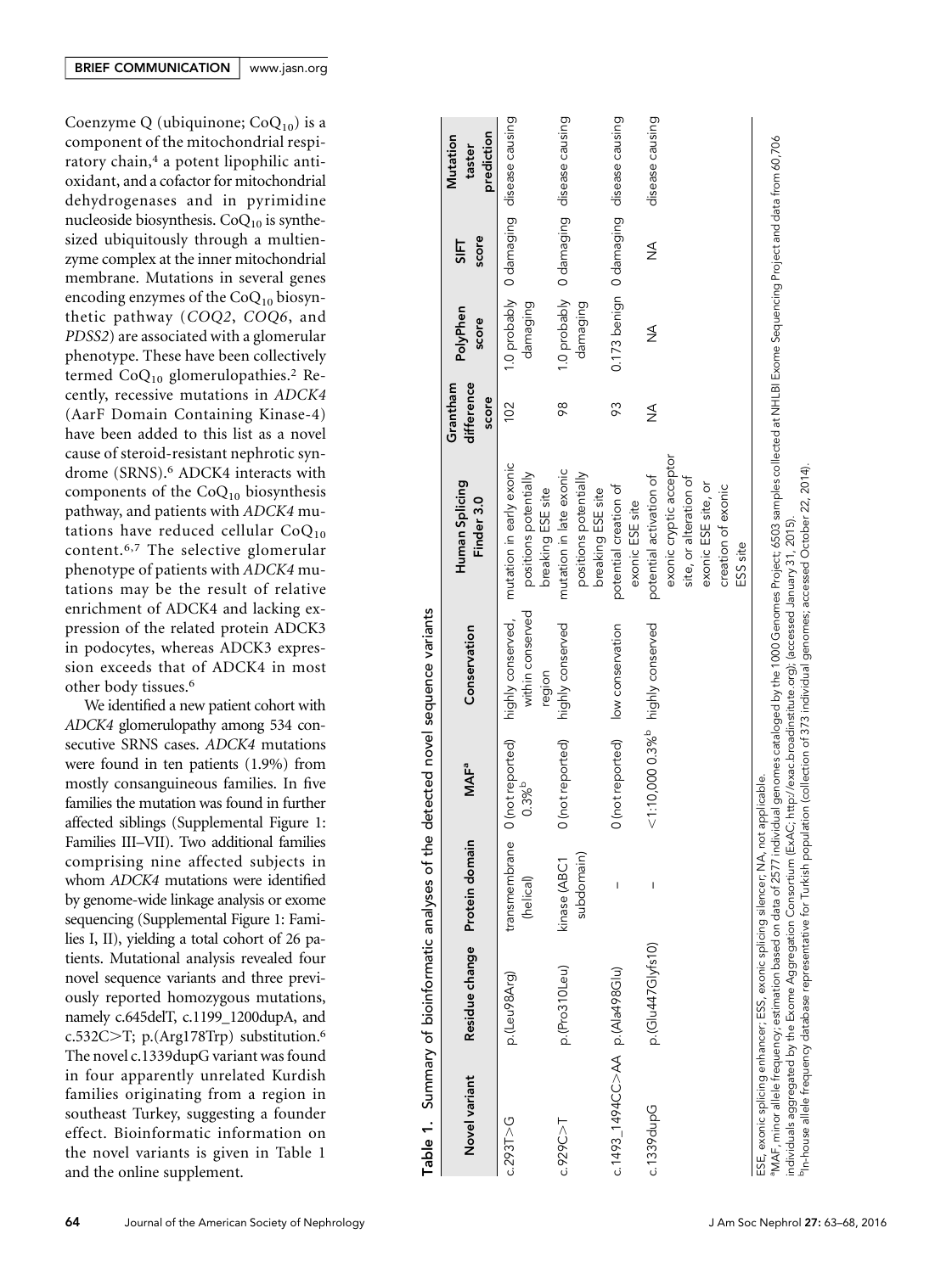Coenzyme Q (ubiquinone; $CoQ_{10}$) is a component of the mitochondrial respiratory chain,[4] a potent lipophilic antioxidant, and a cofactor for mitochondrial dehydrogenases and in pyrimidine nucleoside biosynthesis. $CoQ_{10}$ is synthesized ubiquitously through a multienzyme complex at the inner mitochondrial membrane. Mutations in several genes encoding enzymes of the $CoQ_{10}$ biosynthetic pathway (*COQ2*, *COQ6*, and *PDSS2*) are associated with a glomerular phenotype. These have been collectively termed $CoQ_{10}$ glomerulopathies.[2] Recently, recessive mutations in *ADCK4* (AarF Domain Containing Kinase-4) have been added to this list as a novel cause of steroid-resistant nephrotic syndrome (SRNS).[6] ADCK4 interacts with components of the $CoQ_{10}$ biosynthesis pathway, and patients with *ADCK4* mutations have reduced cellular $CoQ_{10}$ content.[6,7] The selective glomerular phenotype of patients with *ADCK4* mutations may be the result of relative enrichment of ADCK4 and lacking expression of the related protein ADCK3 in podocytes, whereas ADCK3 expression exceeds that of ADCK4 in most other body tissues.[6]

We identified a new patient cohort with *ADCK4* glomerulopathy among 534 consecutive SRNS cases. *ADCK4* mutations were found in ten patients (1.9%) from mostly consanguineous families. In five families the mutation was found in further affected siblings (Supplemental Figure 1: Families III–VII). Two additional families comprising nine affected subjects in whom *ADCK4* mutations were identified by genome-wide linkage analysis or exome sequencing (Supplemental Figure 1: Families I, II), yielding a total cohort of 26 patients. Mutational analysis revealed four novel sequence variants and three previously reported homozygous mutations, namely c.645delT, c.1199_1200dupA, and c.532C>T; p.(Arg178Trp) substitution.[6] The novel c.1339dupG variant was found in four apparently unrelated Kurdish families originating from a region in southeast Turkey, suggesting a founder effect. Bioinformatic information on the novel variants is given in Table 1 and the online supplement.

**Table 1.** Summary of bioinformatic analyses of the detected novel sequence variants

| Novel variant | Residue change | Protein domain | MAF[a] | Conservation | Human Splicing Finder 3.0 | Grantham difference score | PolyPhen score | SIFT score | Mutation taster prediction |
|---|---|---|---|---|---|---|---|---|---|
| c.293T>G | p.(Leu98Arg) | transmembrane (helical) | 0 (not reported) 0.3%[b] | highly conserved, within conserved region | mutation in early exonic positions potentially breaking ESE site | 102 | 1.0 probably damaging | 0 damaging | disease causing |
| c.929C>T | p.(Pro310Leu) | kinase (ABC1 subdomain) | 0 (not reported) | highly conserved | mutation in late exonic positions potentially breaking ESE site | 98 | 1.0 probably damaging | 0 damaging | disease causing |
| c.1493_1494CC>AA | p.(Ala498Glu) | – | 0 (not reported) | low conservation | potential creation of exonic ESE site | 93 | 0.173 benign | 0 damaging | disease causing |
| c.1339dupG | p.(Glu447Glyfs10) | – | <1:10,000 0.3%[b] | highly conserved | potential activation of exonic cryptic acceptor site, or alteration of exonic ESE site, or creation of exonic ESS site | NA | NA | NA | disease causing |

ESE, exonic splicing enhancer; ESS, exonic splicing silencer; NA, not applicable.
[a]MAF, minor allele frequency; estimation based on data of 2577 individual genomes cataloged by the 1000 Genomes Project; 6503 samples collected at NHLBI Exome Sequencing Project and data from 60,706 individuals aggregated by the Exome Aggregation Consortium (ExAC; http://exac.broadinstitute.org); (accessed January 31, 2015).
[b]In-house allele frequency database representative for Turkish population (collection of 373 individual genomes; accessed October 22, 2014).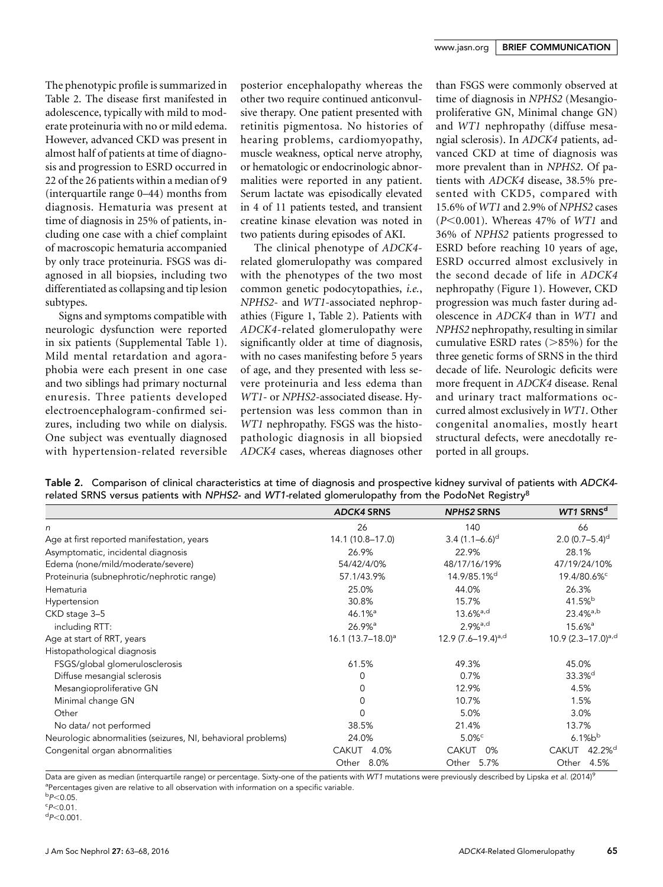The phenotypic profile is summarized in Table 2. The disease first manifested in adolescence, typically with mild to moderate proteinuria with no or mild edema. However, advanced CKD was present in almost half of patients at time of diagnosis and progression to ESRD occurred in 22 of the 26 patients within a median of 9 (interquartile range 0–44) months from diagnosis. Hematuria was present at time of diagnosis in 25% of patients, including one case with a chief complaint of macroscopic hematuria accompanied by only trace proteinuria. FSGS was diagnosed in all biopsies, including two differentiated as collapsing and tip lesion subtypes.

Signs and symptoms compatible with neurologic dysfunction were reported in six patients (Supplemental Table 1). Mild mental retardation and agoraphobia were each present in one case and two siblings had primary nocturnal enuresis. Three patients developed electroencephalogram-confirmed seizures, including two while on dialysis. One subject was eventually diagnosed with hypertension-related reversible posterior encephalopathy whereas the other two require continued anticonvulsive therapy. One patient presented with retinitis pigmentosa. No histories of hearing problems, cardiomyopathy, muscle weakness, optical nerve atrophy, or hematologic or endocrinologic abnormalities were reported in any patient. Serum lactate was episodically elevated in 4 of 11 patients tested, and transient creatine kinase elevation was noted in two patients during episodes of AKI.

The clinical phenotype of *ADCK4*-related glomerulopathy was compared with the phenotypes of the two most common genetic podocytopathies, *i.e.*, *NPHS2*- and *WT1*-associated nephropathies (Figure 1, Table 2). Patients with *ADCK4*-related glomerulopathy were significantly older at time of diagnosis, with no cases manifesting before 5 years of age, and they presented with less severe proteinuria and less edema than *WT1*- or *NPHS2*-associated disease. Hypertension was less common than in *WT1* nephropathy. FSGS was the histopathologic diagnosis in all biopsied *ADCK4* cases, whereas diagnoses other than FSGS were commonly observed at time of diagnosis in *NPHS2* (Mesangioproliferative GN, Minimal change GN) and *WT1* nephropathy (diffuse mesangial sclerosis). In *ADCK4* patients, advanced CKD at time of diagnosis was more prevalent than in *NPHS2*. Of patients with *ADCK4* disease, 38.5% presented with CKD5, compared with 15.6% of *WT1* and 2.9% of *NPHS2* cases ($P<0.001$). Whereas 47% of *WT1* and 36% of *NPHS2* patients progressed to ESRD before reaching 10 years of age, ESRD occurred almost exclusively in the second decade of life in *ADCK4* nephropathy (Figure 1). However, CKD progression was much faster during adolescence in *ADCK4* than in *WT1* and *NPHS2* nephropathy, resulting in similar cumulative ESRD rates (>85%) for the three genetic forms of SRNS in the third decade of life. Neurologic deficits were more frequent in *ADCK4* disease. Renal and urinary tract malformations occurred almost exclusively in *WT1*. Other congenital anomalies, mostly heart structural defects, were anecdotally reported in all groups.

**Table 2.** Comparison of clinical characteristics at time of diagnosis and prospective kidney survival of patients with *ADCK4*-related SRNS versus patients with *NPHS2*- and *WT1*-related glomerulopathy from the PodoNet Registry[8]

| | *ADCK4* SRNS | *NPHS2* SRNS | *WT1* SRNS[d] |
|---|---|---|---|
| *n* | 26 | 140 | 66 |
| Age at first reported manifestation, years | 14.1 (10.8–17.0) | 3.4 (1.1–6.6)[d] | 2.0 (0.7–5.4)[d] |
| Asymptomatic, incidental diagnosis | 26.9% | 22.9% | 28.1% |
| Edema (none/mild/moderate/severe) | 54/42/4/0% | 48/17/16/19% | 47/19/24/10% |
| Proteinuria (subnephrotic/nephrotic range) | 57.1/43.9% | 14.9/85.1%[d] | 19.4/80.6%[c] |
| Hematuria | 25.0% | 44.0% | 26.3% |
| Hypertension | 30.8% | 15.7% | 41.5%[b] |
| CKD stage 3–5 | 46.1%[a] | 13.6%[a,d] | 23.4%[a,b] |
| including RTT: | 26.9%[a] | 2.9%[a,d] | 15.6%[a] |
| Age at start of RRT, years | 16.1 (13.7–18.0)[a] | 12.9 (7.6–19.4)[a,d] | 10.9 (2.3–17.0)[a,d] |
| Histopathological diagnosis | | | |
| FSGS/global glomerulosclerosis | 61.5% | 49.3% | 45.0% |
| Diffuse mesangial sclerosis | 0 | 0.7% | 33.3%[d] |
| Mesangioproliferative GN | 0 | 12.9% | 4.5% |
| Minimal change GN | 0 | 10.7% | 1.5% |
| Other | 0 | 5.0% | 3.0% |
| No data/ not performed | 38.5% | 21.4% | 13.7% |
| Neurologic abnormalities (seizures, NI, behavioral problems) | 24.0% | 5.0%[c] | 6.1%b[b] |
| Congenital organ abnormalities | CAKUT 4.0% | CAKUT 0% | CAKUT 42.2%[d] |
| | Other 8.0% | Other 5.7% | Other 4.5% |

Data are given as median (interquartile range) or percentage. Sixty-one of the patients with *WT1* mutations were previously described by Lipska *et al.* (2014)[9]
[a]Percentages given are relative to all observation with information on a specific variable.
[b]$P<0.05$.
[c]$P<0.01$.
[d]$P<0.001$.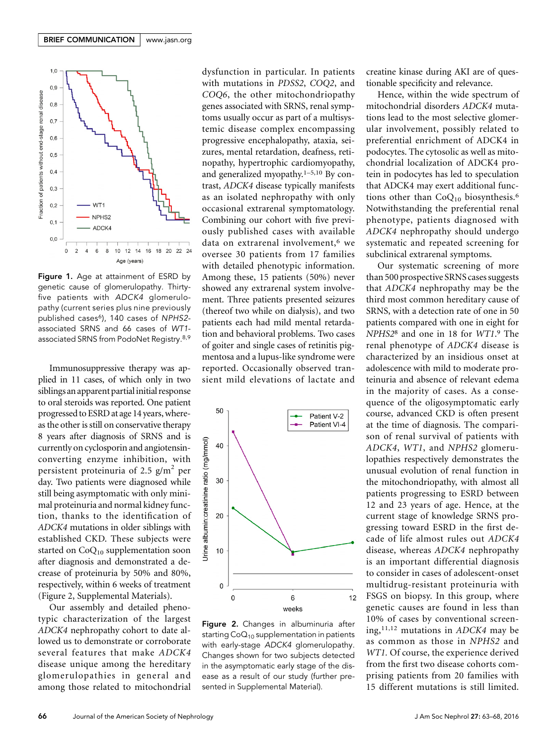Figure 1. Age at attainment of ESRD by genetic cause of glomerulopathy. Thirty-five patients with *ADCK4* glomerulopathy (current series plus nine previously published cases[6]), 140 cases of *NPHS2*-associated SRNS and 66 cases of *WT1*-associated SRNS from PodoNet Registry.[8,9]

Immunosuppressive therapy was applied in 11 cases, of which only in two siblings an apparent partial initial response to oral steroids was reported. One patient progressed to ESRD at age 14 years, whereas the other is still on conservative therapy 8 years after diagnosis of SRNS and is currently on cyclosporin and angiotensin-converting enzyme inhibition, with persistent proteinuria of 2.5 g/m$^2$ per day. Two patients were diagnosed while still being asymptomatic with only minimal proteinuria and normal kidney function, thanks to the identification of *ADCK4* mutations in older siblings with established CKD. These subjects were started on $CoQ_{10}$ supplementation soon after diagnosis and demonstrated a decrease of proteinuria by 50% and 80%, respectively, within 6 weeks of treatment (Figure 2, Supplemental Materials).

Our assembly and detailed phenotypic characterization of the largest *ADCK4* nephropathy cohort to date allowed us to demonstrate or corroborate several features that make *ADCK4* disease unique among the hereditary glomerulopathies in general and among those related to mitochondrial dysfunction in particular. In patients with mutations in *PDSS2*, *COQ2*, and *COQ6*, the other mitochondriopathy genes associated with SRNS, renal symptoms usually occur as part of a multisystemic disease complex encompassing progressive encephalopathy, ataxia, seizures, mental retardation, deafness, retinopathy, hypertrophic cardiomyopathy, and generalized myopathy.[1–5,10] By contrast, *ADCK4* disease typically manifests as an isolated nephropathy with only occasional extrarenal symptomatology. Combining our cohort with five previously published cases with available data on extrarenal involvement,[6] we oversee 30 patients from 17 families with detailed phenotypic information. Among these, 15 patients (50%) never showed any extrarenal system involvement. Three patients presented seizures (thereof two while on dialysis), and two patients each had mild mental retardation and behavioral problems. Two cases of goiter and single cases of retinitis pigmentosa and a lupus-like syndrome were reported. Occasionally observed transient mild elevations of lactate and creatine kinase during AKI are of questionable specificity and relevance.

Figure 2. Changes in albuminuria after starting $CoQ_{10}$ supplementation in patients with early-stage *ADCK4* glomerulopathy. Changes shown for two subjects detected in the asymptomatic early stage of the disease as a result of our study (further presented in Supplemental Material).

Hence, within the wide spectrum of mitochondrial disorders *ADCK4* mutations lead to the most selective glomerular involvement, possibly related to preferential enrichment of ADCK4 in podocytes. The cytosolic as well as mitochondrial localization of ADCK4 protein in podocytes has led to speculation that ADCK4 may exert additional functions other than $CoQ_{10}$ biosynthesis.[6] Notwithstanding the preferential renal phenotype, patients diagnosed with *ADCK4* nephropathy should undergo systematic and repeated screening for subclinical extrarenal symptoms.

Our systematic screening of more than 500 prospective SRNS cases suggests that *ADCK4* nephropathy may be the third most common hereditary cause of SRNS, with a detection rate of one in 50 patients compared with one in eight for *NPHS2*[8] and one in 18 for *WT1*.[9] The renal phenotype of *ADCK4* disease is characterized by an insidious onset at adolescence with mild to moderate proteinuria and absence of relevant edema in the majority of cases. As a consequence of the oligosymptomatic early course, advanced CKD is often present at the time of diagnosis. The comparison of renal survival of patients with *ADCK4*, *WT1*, and *NPHS2* glomerulopathies respectively demonstrates the unusual evolution of renal function in the mitochondriopathy, with almost all patients progressing to ESRD between 12 and 23 years of age. Hence, at the current stage of knowledge SRNS progressing toward ESRD in the first decade of life almost rules out *ADCK4* disease, whereas *ADCK4* nephropathy is an important differential diagnosis to consider in cases of adolescent-onset multidrug-resistant proteinuria with FSGS on biopsy. In this group, where genetic causes are found in less than 10% of cases by conventional screening,[11,12] mutations in *ADCK4* may be as common as those in *NPHS2* and *WT1*. Of course, the experience derived from the first two disease cohorts comprising patients from 20 families with 15 different mutations is still limited.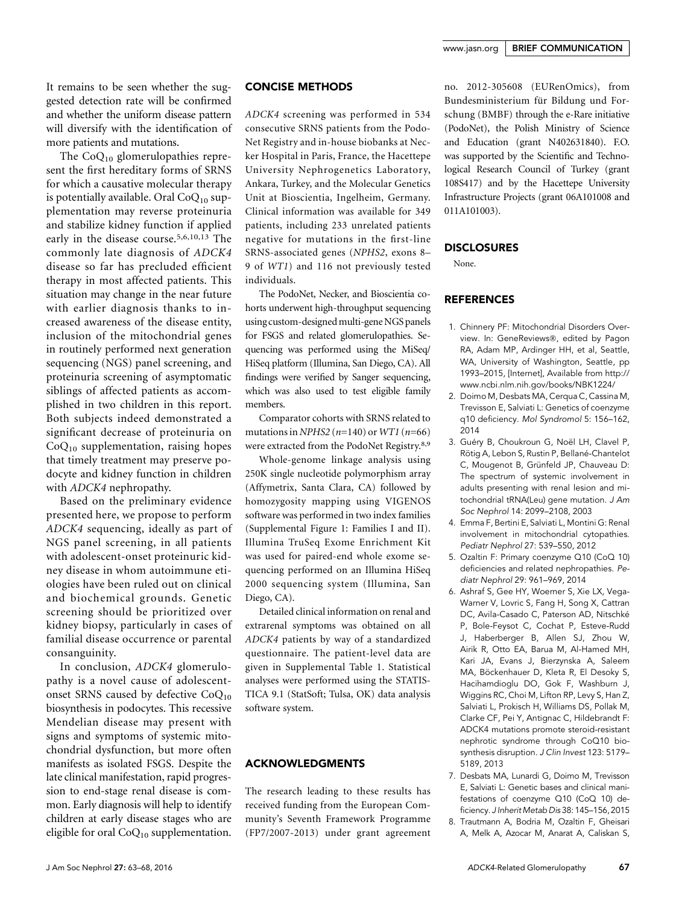It remains to be seen whether the suggested detection rate will be confirmed and whether the uniform disease pattern will diversify with the identification of more patients and mutations.

The $CoQ_{10}$ glomerulopathies represent the first hereditary forms of SRNS for which a causative molecular therapy is potentially available. Oral $CoQ_{10}$ supplementation may reverse proteinuria and stabilize kidney function if applied early in the disease course.[5,6,10,13] The commonly late diagnosis of *ADCK4* disease so far has precluded efficient therapy in most affected patients. This situation may change in the near future with earlier diagnosis thanks to increased awareness of the disease entity, inclusion of the mitochondrial genes in routinely performed next generation sequencing (NGS) panel screening, and proteinuria screening of asymptomatic siblings of affected patients as accomplished in two children in this report. Both subjects indeed demonstrated a significant decrease of proteinuria on $CoQ_{10}$ supplementation, raising hopes that timely treatment may preserve podocyte and kidney function in children with *ADCK4* nephropathy.

Based on the preliminary evidence presented here, we propose to perform *ADCK4* sequencing, ideally as part of NGS panel screening, in all patients with adolescent-onset proteinuric kidney disease in whom autoimmune etiologies have been ruled out on clinical and biochemical grounds. Genetic screening should be prioritized over kidney biopsy, particularly in cases of familial disease occurrence or parental consanguinity.

In conclusion, *ADCK4* glomerulopathy is a novel cause of adolescent-onset SRNS caused by defective $CoQ_{10}$ biosynthesis in podocytes. This recessive Mendelian disease may present with signs and symptoms of systemic mitochondrial dysfunction, but more often manifests as isolated FSGS. Despite the late clinical manifestation, rapid progression to end-stage renal disease is common. Early diagnosis will help to identify children at early disease stages who are eligible for oral $CoQ_{10}$ supplementation.

## CONCISE METHODS

*ADCK4* screening was performed in 534 consecutive SRNS patients from the PodoNet Registry and in-house biobanks at Necker Hospital in Paris, France, the Hacettepe University Nephrogenetics Laboratory, Ankara, Turkey, and the Molecular Genetics Unit at Bioscientia, Ingelheim, Germany. Clinical information was available for 349 patients, including 233 unrelated patients negative for mutations in the first-line SRNS-associated genes (*NPHS2*, exons 8–9 of *WT1*) and 116 not previously tested individuals.

The PodoNet, Necker, and Bioscientia cohorts underwent high-throughput sequencing using custom-designed multi-gene NGS panels for FSGS and related glomerulopathies. Sequencing was performed using the MiSeq/HiSeq platform (Illumina, San Diego, CA). All findings were verified by Sanger sequencing, which was also used to test eligible family members.

Comparator cohorts with SRNS related to mutations in *NPHS2* ($n$=140) or *WT1* ($n$=66) were extracted from the PodoNet Registry.[8,9]

Whole-genome linkage analysis using 250K single nucleotide polymorphism array (Affymetrix, Santa Clara, CA) followed by homozygosity mapping using VIGENOS software was performed in two index families (Supplemental Figure 1: Families I and II). Illumina TruSeq Exome Enrichment Kit was used for paired-end whole exome sequencing performed on an Illumina HiSeq 2000 sequencing system (Illumina, San Diego, CA).

Detailed clinical information on renal and extrarenal symptoms was obtained on all *ADCK4* patients by way of a standardized questionnaire. The patient-level data are given in Supplemental Table 1. Statistical analyses were performed using the STATISTICA 9.1 (StatSoft; Tulsa, OK) data analysis software system.

## ACKNOWLEDGMENTS

The research leading to these results has received funding from the European Community's Seventh Framework Programme (FP7/2007-2013) under grant agreement no. 2012-305608 (EURenOmics), from Bundesministerium für Bildung und Forschung (BMBF) through the e-Rare initiative (PodoNet), the Polish Ministry of Science and Education (grant N402631840). F.O. was supported by the Scientific and Technological Research Council of Turkey (grant 108S417) and by the Hacettepe University Infrastructure Projects (grant 06A101008 and 011A101003).

## DISCLOSURES

None.

## REFERENCES

1. Chinnery PF: Mitochondrial Disorders Overview. In: GeneReviews®, edited by Pagon RA, Adam MP, Ardinger HH, et al, Seattle, WA, University of Washington, Seattle, pp 1993–2015, [Internet], Available from http://www.ncbi.nlm.nih.gov/books/NBK1224/
2. Doimo M, Desbats MA, Cerqua C, Cassina M, Trevisson E, Salviati L: Genetics of coenzyme q10 deficiency. *Mol Syndromol* 5: 156–162, 2014
3. Guéry B, Choukroun G, Noël LH, Clavel P, Rötig A, Lebon S, Rustin P, Bellané-Chantelot C, Mougenot B, Grünfeld JP, Chauveau D: The spectrum of systemic involvement in adults presenting with renal lesion and mitochondrial tRNA(Leu) gene mutation. *J Am Soc Nephrol* 14: 2099–2108, 2003
4. Emma F, Bertini E, Salviati L, Montini G: Renal involvement in mitochondrial cytopathies. *Pediatr Nephrol* 27: 539–550, 2012
5. Ozaltin F: Primary coenzyme Q10 (CoQ 10) deficiencies and related nephropathies. *Pediatr Nephrol* 29: 961–969, 2014
6. Ashraf S, Gee HY, Woerner S, Xie LX, Vega-Warner V, Lovric S, Fang H, Song X, Cattran DC, Avila-Casado C, Paterson AD, Nitschké P, Bole-Feysot C, Cochat P, Esteve-Rudd J, Haberberger B, Allen SJ, Zhou W, Airik R, Otto EA, Barua M, Al-Hamed MH, Kari JA, Evans J, Bierzynska A, Saleem MA, Böckenhauer D, Kleta R, El Desoky S, Hacihamdioglu DO, Gok F, Washburn J, Wiggins RC, Choi M, Lifton RP, Levy S, Han Z, Salviati L, Prokisch H, Williams DS, Pollak M, Clarke CF, Pei Y, Antignac C, Hildebrandt F: ADCK4 mutations promote steroid-resistant nephrotic syndrome through CoQ10 biosynthesis disruption. *J Clin Invest* 123: 5179–5189, 2013
7. Desbats MA, Lunardi G, Doimo M, Trevisson E, Salviati L: Genetic bases and clinical manifestations of coenzyme Q10 (CoQ 10) deficiency. *J Inherit Metab Dis* 38: 145–156, 2015
8. Trautmann A, Bodria M, Ozaltin F, Gheisari A, Melk A, Azocar M, Anarat A, Caliskan S,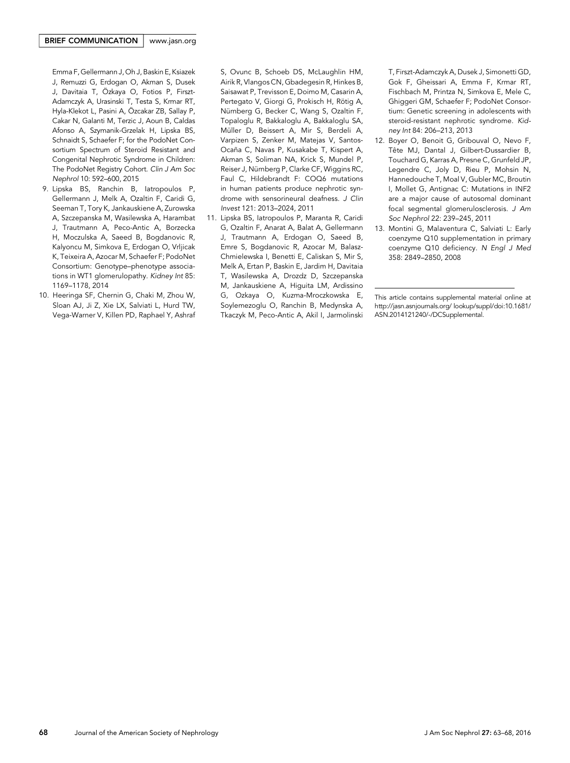Emma F, Gellermann J, Oh J, Baskin E, Ksiazek J, Remuzzi G, Erdogan O, Akman S, Dusek J, Davitaia T, Özkaya O, Fotios P, Firszt-Adamczyk A, Urasinski T, Testa S, Krmar RT, Hyla-Klekot L, Pasini A, Özcakar ZB, Sallay P, Cakar N, Galanti M, Terzic J, Aoun B, Caldas Afonso A, Szymanik-Grzelak H, Lipska BS, Schnaidt S, Schaefer F; for the PodoNet Consortium Spectrum of Steroid Resistant and Congenital Nephrotic Syndrome in Children: The PodoNet Registry Cohort. *Clin J Am Soc Nephrol* 10: 592–600, 2015

9. Lipska BS, Ranchin B, Iatropoulos P, Gellermann J, Melk A, Ozaltin F, Caridi G, Seeman T, Tory K, Jankauskiene A, Zurowska A, Szczepanska M, Wasilewska A, Harambat J, Trautmann A, Peco-Antic A, Borzecka H, Moczulska A, Saeed B, Bogdanovic R, Kalyoncu M, Simkova E, Erdogan O, Vrljicak K, Teixeira A, Azocar M, Schaefer F; PodoNet Consortium: Genotype–phenotype associations in WT1 glomerulopathy. *Kidney Int* 85: 1169–1178, 2014
10. Heeringa SF, Chernin G, Chaki M, Zhou W, Sloan AJ, Ji Z, Xie LX, Salviati L, Hurd TW, Vega-Warner V, Killen PD, Raphael Y, Ashraf S, Ovunc B, Schoeb DS, McLaughlin HM, Airik R, Vlangos CN, Gbadegesin R, Hinkes B, Saisawat P, Trevisson E, Doimo M, Casarin A, Pertegato V, Giorgi G, Prokisch H, Rötig A, Nürnberg G, Becker C, Wang S, Ozaltin F, Topaloglu R, Bakkaloglu A, Bakkaloglu SA, Müller D, Beissert A, Mir S, Berdeli A, Varpizen S, Zenker M, Matejas V, Santos-Ocaña C, Navas P, Kusakabe T, Kispert A, Akman S, Soliman NA, Krick S, Mundel P, Reiser J, Nürnberg P, Clarke CF, Wiggins RC, Faul C, Hildebrandt F: COQ6 mutations in human patients produce nephrotic syndrome with sensorineural deafness. *J Clin Invest* 121: 2013–2024, 2011
11. Lipska BS, Iatropoulos P, Maranta R, Caridi G, Ozaltin F, Anarat A, Balat A, Gellermann J, Trautmann A, Erdogan O, Saeed B, Emre S, Bogdanovic R, Azocar M, Balasz-Chmielewska I, Benetti E, Caliskan S, Mir S, Melk A, Ertan P, Baskin E, Jardim H, Davitaia T, Wasilewska A, Drozdz D, Szczepanska M, Jankauskiene A, Higuita LM, Ardissino G, Ozkaya O, Kuzma-Mroczkowska E, Soylemezoglu O, Ranchin B, Medynska A, Tkaczyk M, Peco-Antic A, Akil I, Jarmolinski T, Firszt-Adamczyk A, Dusek J, Simonetti GD, Gok F, Gheissari A, Emma F, Krmar RT, Fischbach M, Printza N, Simkova E, Mele C, Ghiggeri GM, Schaefer F; PodoNet Consortium: Genetic screening in adolescents with steroid-resistant nephrotic syndrome. *Kidney Int* 84: 206–213, 2013
12. Boyer O, Benoit G, Gribouval O, Nevo F, Tête MJ, Dantal J, Gilbert-Dussardier B, Touchard G, Karras A, Presne C, Grunfeld JP, Legendre C, Joly D, Rieu P, Mohsin N, Hannedouche T, Moal V, Gubler MC, Broutin I, Mollet G, Antignac C: Mutations in INF2 are a major cause of autosomal dominant focal segmental glomerulosclerosis. *J Am Soc Nephrol* 22: 239–245, 2011
13. Montini G, Malaventura C, Salviati L: Early coenzyme Q10 supplementation in primary coenzyme Q10 deficiency. *N Engl J Med* 358: 2849–2850, 2008

---

This article contains supplemental material online at http://jasn.asnjournals.org/ lookup/suppl/doi:10.1681/ASN.2014121240/-/DCSupplemental.